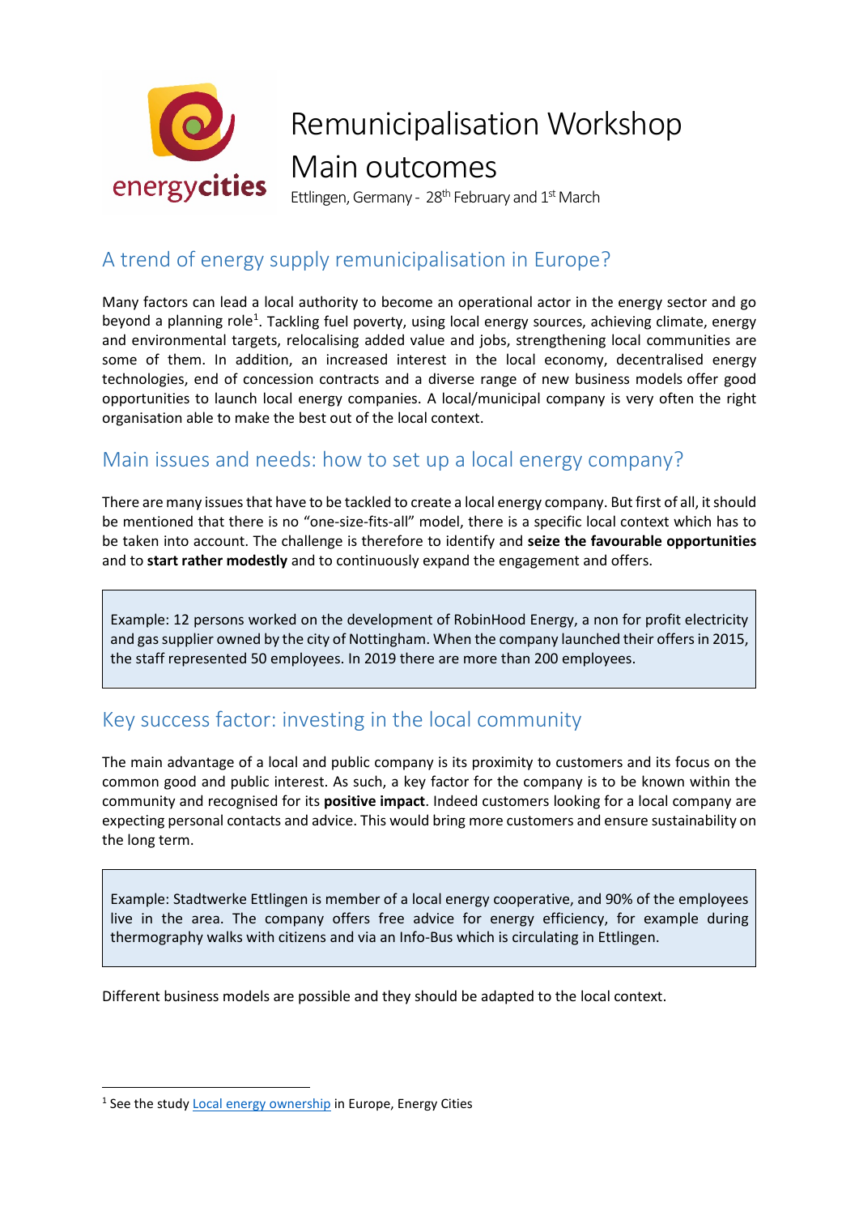# Remunicipalisation Workshop Main outcomes

Ettlingen, Germany - 28th February and 1st March

## A trend of energy supply remunicipalisation in Europe?

Many factors can lead a local authority to become an operational actor in the energy sector and go beyond a planning role[1]. Tackling fuel poverty, using local energy sources, achieving climate, energy and environmental targets, relocalising added value and jobs, strengthening local communities are some of them. In addition, an increased interest in the local economy, decentralised energy technologies, end of concession contracts and a diverse range of new business models offer good opportunities to launch local energy companies. A local/municipal company is very often the right organisation able to make the best out of the local context.

## Main issues and needs: how to set up a local energy company?

There are many issues that have to be tackled to create a local energy company. But first of all, it should be mentioned that there is no "one-size-fits-all" model, there is a specific local context which has to be taken into account. The challenge is therefore to identify and **seize the favourable opportunities** and to **start rather modestly** and to continuously expand the engagement and offers.

> Example: 12 persons worked on the development of RobinHood Energy, a non for profit electricity and gas supplier owned by the city of Nottingham. When the company launched their offers in 2015, the staff represented 50 employees. In 2019 there are more than 200 employees.

## Key success factor: investing in the local community

The main advantage of a local and public company is its proximity to customers and its focus on the common good and public interest. As such, a key factor for the company is to be known within the community and recognised for its **positive impact**. Indeed customers looking for a local company are expecting personal contacts and advice. This would bring more customers and ensure sustainability on the long term.

> Example: Stadtwerke Ettlingen is member of a local energy cooperative, and 90% of the employees live in the area. The company offers free advice for energy efficiency, for example during thermography walks with citizens and via an Info-Bus which is circulating in Ettlingen.

Different business models are possible and they should be adapted to the local context.

---

[1] See the study Local energy ownership in Europe, Energy Cities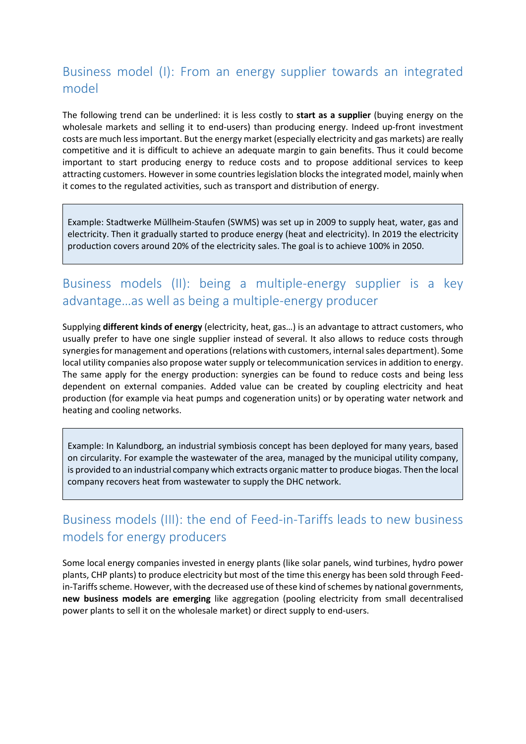## Business model (I): From an energy supplier towards an integrated model

The following trend can be underlined: it is less costly to **start as a supplier** (buying energy on the wholesale markets and selling it to end-users) than producing energy. Indeed up-front investment costs are much less important. But the energy market (especially electricity and gas markets) are really competitive and it is difficult to achieve an adequate margin to gain benefits. Thus it could become important to start producing energy to reduce costs and to propose additional services to keep attracting customers. However in some countries legislation blocks the integrated model, mainly when it comes to the regulated activities, such as transport and distribution of energy.

> Example: Stadtwerke Müllheim-Staufen (SWMS) was set up in 2009 to supply heat, water, gas and electricity. Then it gradually started to produce energy (heat and electricity). In 2019 the electricity production covers around 20% of the electricity sales. The goal is to achieve 100% in 2050.

## Business models (II): being a multiple-energy supplier is a key advantage…as well as being a multiple-energy producer

Supplying **different kinds of energy** (electricity, heat, gas…) is an advantage to attract customers, who usually prefer to have one single supplier instead of several. It also allows to reduce costs through synergies for management and operations (relations with customers, internal sales department). Some local utility companies also propose water supply or telecommunication services in addition to energy. The same apply for the energy production: synergies can be found to reduce costs and being less dependent on external companies. Added value can be created by coupling electricity and heat production (for example via heat pumps and cogeneration units) or by operating water network and heating and cooling networks.

> Example: In Kalundborg, an industrial symbiosis concept has been deployed for many years, based on circularity. For example the wastewater of the area, managed by the municipal utility company, is provided to an industrial company which extracts organic matter to produce biogas. Then the local company recovers heat from wastewater to supply the DHC network.

## Business models (III): the end of Feed-in-Tariffs leads to new business models for energy producers

Some local energy companies invested in energy plants (like solar panels, wind turbines, hydro power plants, CHP plants) to produce electricity but most of the time this energy has been sold through Feed-in-Tariffs scheme. However, with the decreased use of these kind of schemes by national governments, **new business models are emerging** like aggregation (pooling electricity from small decentralised power plants to sell it on the wholesale market) or direct supply to end-users.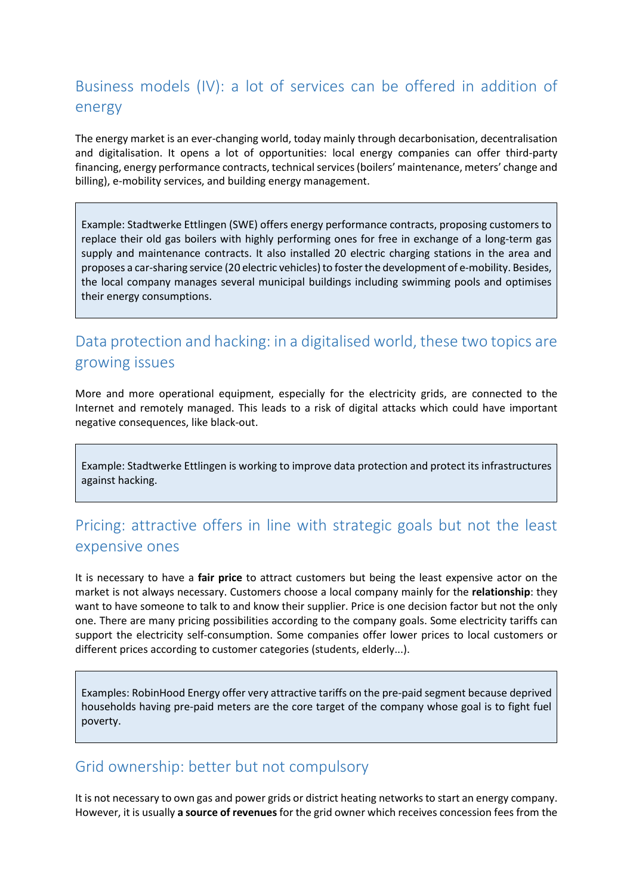## Business models (IV): a lot of services can be offered in addition of energy

The energy market is an ever-changing world, today mainly through decarbonisation, decentralisation and digitalisation. It opens a lot of opportunities: local energy companies can offer third-party financing, energy performance contracts, technical services (boilers' maintenance, meters' change and billing), e-mobility services, and building energy management.

> Example: Stadtwerke Ettlingen (SWE) offers energy performance contracts, proposing customers to replace their old gas boilers with highly performing ones for free in exchange of a long-term gas supply and maintenance contracts. It also installed 20 electric charging stations in the area and proposes a car-sharing service (20 electric vehicles) to foster the development of e-mobility. Besides, the local company manages several municipal buildings including swimming pools and optimises their energy consumptions.

## Data protection and hacking: in a digitalised world, these two topics are growing issues

More and more operational equipment, especially for the electricity grids, are connected to the Internet and remotely managed. This leads to a risk of digital attacks which could have important negative consequences, like black-out.

> Example: Stadtwerke Ettlingen is working to improve data protection and protect its infrastructures against hacking.

## Pricing: attractive offers in line with strategic goals but not the least expensive ones

It is necessary to have a **fair price** to attract customers but being the least expensive actor on the market is not always necessary. Customers choose a local company mainly for the **relationship**: they want to have someone to talk to and know their supplier. Price is one decision factor but not the only one. There are many pricing possibilities according to the company goals. Some electricity tariffs can support the electricity self-consumption. Some companies offer lower prices to local customers or different prices according to customer categories (students, elderly...).

> Examples: RobinHood Energy offer very attractive tariffs on the pre-paid segment because deprived households having pre-paid meters are the core target of the company whose goal is to fight fuel poverty.

## Grid ownership: better but not compulsory

It is not necessary to own gas and power grids or district heating networks to start an energy company. However, it is usually **a source of revenues** for the grid owner which receives concession fees from the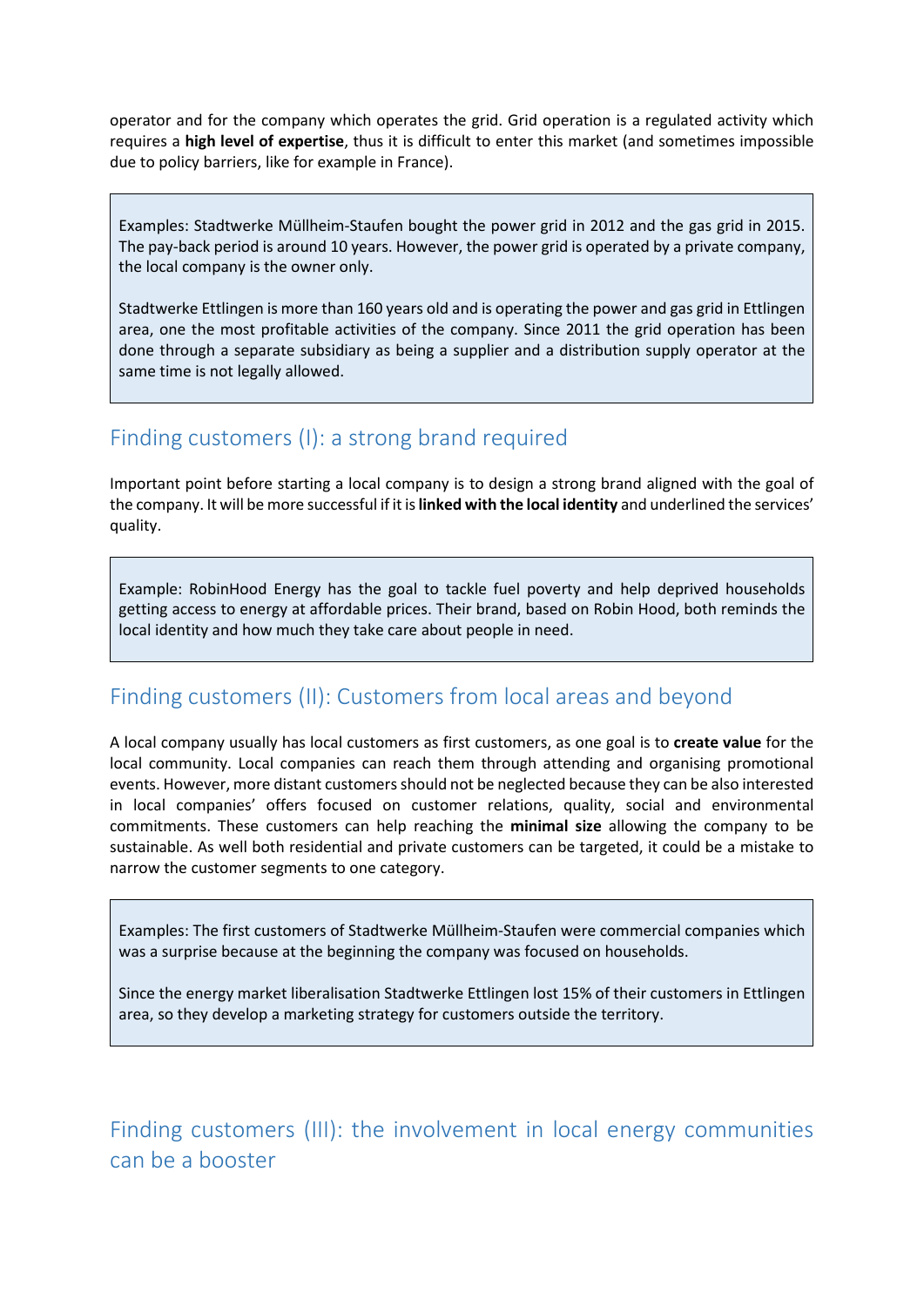operator and for the company which operates the grid. Grid operation is a regulated activity which requires a **high level of expertise**, thus it is difficult to enter this market (and sometimes impossible due to policy barriers, like for example in France).

> Examples: Stadtwerke Müllheim-Staufen bought the power grid in 2012 and the gas grid in 2015. The pay-back period is around 10 years. However, the power grid is operated by a private company, the local company is the owner only.
>
> Stadtwerke Ettlingen is more than 160 years old and is operating the power and gas grid in Ettlingen area, one the most profitable activities of the company. Since 2011 the grid operation has been done through a separate subsidiary as being a supplier and a distribution supply operator at the same time is not legally allowed.

## Finding customers (I): a strong brand required

Important point before starting a local company is to design a strong brand aligned with the goal of the company. It will be more successful if it is **linked with the local identity** and underlined the services' quality.

> Example: RobinHood Energy has the goal to tackle fuel poverty and help deprived households getting access to energy at affordable prices. Their brand, based on Robin Hood, both reminds the local identity and how much they take care about people in need.

## Finding customers (II): Customers from local areas and beyond

A local company usually has local customers as first customers, as one goal is to **create value** for the local community. Local companies can reach them through attending and organising promotional events. However, more distant customers should not be neglected because they can be also interested in local companies' offers focused on customer relations, quality, social and environmental commitments. These customers can help reaching the **minimal size** allowing the company to be sustainable. As well both residential and private customers can be targeted, it could be a mistake to narrow the customer segments to one category.

> Examples: The first customers of Stadtwerke Müllheim-Staufen were commercial companies which was a surprise because at the beginning the company was focused on households.
>
> Since the energy market liberalisation Stadtwerke Ettlingen lost 15% of their customers in Ettlingen area, so they develop a marketing strategy for customers outside the territory.

## Finding customers (III): the involvement in local energy communities can be a booster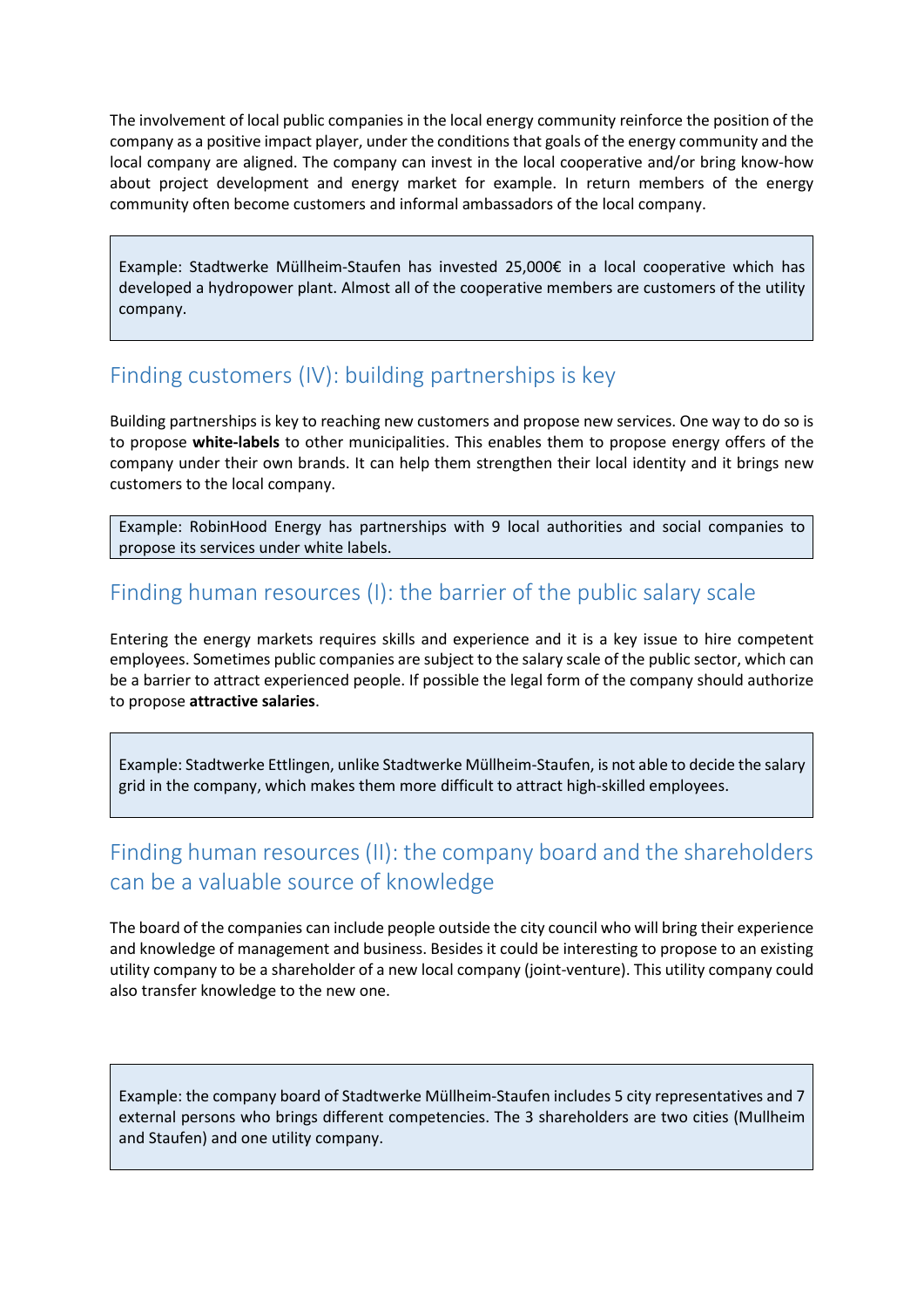The involvement of local public companies in the local energy community reinforce the position of the company as a positive impact player, under the conditions that goals of the energy community and the local company are aligned. The company can invest in the local cooperative and/or bring know-how about project development and energy market for example. In return members of the energy community often become customers and informal ambassadors of the local company.

> Example: Stadtwerke Müllheim-Staufen has invested 25,000€ in a local cooperative which has developed a hydropower plant. Almost all of the cooperative members are customers of the utility company.

## Finding customers (IV): building partnerships is key

Building partnerships is key to reaching new customers and propose new services. One way to do so is to propose **white-labels** to other municipalities. This enables them to propose energy offers of the company under their own brands. It can help them strengthen their local identity and it brings new customers to the local company.

> Example: RobinHood Energy has partnerships with 9 local authorities and social companies to propose its services under white labels.

## Finding human resources (I): the barrier of the public salary scale

Entering the energy markets requires skills and experience and it is a key issue to hire competent employees. Sometimes public companies are subject to the salary scale of the public sector, which can be a barrier to attract experienced people. If possible the legal form of the company should authorize to propose **attractive salaries**.

> Example: Stadtwerke Ettlingen, unlike Stadtwerke Müllheim-Staufen, is not able to decide the salary grid in the company, which makes them more difficult to attract high-skilled employees.

## Finding human resources (II): the company board and the shareholders can be a valuable source of knowledge

The board of the companies can include people outside the city council who will bring their experience and knowledge of management and business. Besides it could be interesting to propose to an existing utility company to be a shareholder of a new local company (joint-venture). This utility company could also transfer knowledge to the new one.

> Example: the company board of Stadtwerke Müllheim-Staufen includes 5 city representatives and 7 external persons who brings different competencies. The 3 shareholders are two cities (Mullheim and Staufen) and one utility company.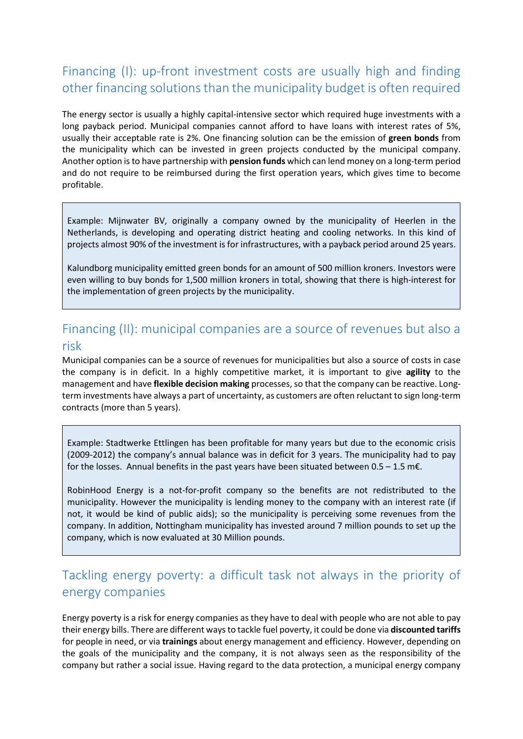## Financing (I): up-front investment costs are usually high and finding other financing solutions than the municipality budget is often required

The energy sector is usually a highly capital-intensive sector which required huge investments with a long payback period. Municipal companies cannot afford to have loans with interest rates of 5%, usually their acceptable rate is 2%. One financing solution can be the emission of **green bonds** from the municipality which can be invested in green projects conducted by the municipal company. Another option is to have partnership with **pension funds** which can lend money on a long-term period and do not require to be reimbursed during the first operation years, which gives time to become profitable.

> Example: Mijnwater BV, originally a company owned by the municipality of Heerlen in the Netherlands, is developing and operating district heating and cooling networks. In this kind of projects almost 90% of the investment is for infrastructures, with a payback period around 25 years.
>
> Kalundborg municipality emitted green bonds for an amount of 500 million kroners. Investors were even willing to buy bonds for 1,500 million kroners in total, showing that there is high-interest for the implementation of green projects by the municipality.

## Financing (II): municipal companies are a source of revenues but also a risk

Municipal companies can be a source of revenues for municipalities but also a source of costs in case the company is in deficit. In a highly competitive market, it is important to give **agility** to the management and have **flexible decision making** processes, so that the company can be reactive. Long-term investments have always a part of uncertainty, as customers are often reluctant to sign long-term contracts (more than 5 years).

> Example: Stadtwerke Ettlingen has been profitable for many years but due to the economic crisis (2009-2012) the company's annual balance was in deficit for 3 years. The municipality had to pay for the losses. Annual benefits in the past years have been situated between 0.5 – 1.5 m€.
>
> RobinHood Energy is a not-for-profit company so the benefits are not redistributed to the municipality. However the municipality is lending money to the company with an interest rate (if not, it would be kind of public aids); so the municipality is perceiving some revenues from the company. In addition, Nottingham municipality has invested around 7 million pounds to set up the company, which is now evaluated at 30 Million pounds.

## Tackling energy poverty: a difficult task not always in the priority of energy companies

Energy poverty is a risk for energy companies as they have to deal with people who are not able to pay their energy bills. There are different ways to tackle fuel poverty, it could be done via **discounted tariffs** for people in need, or via **trainings** about energy management and efficiency. However, depending on the goals of the municipality and the company, it is not always seen as the responsibility of the company but rather a social issue. Having regard to the data protection, a municipal energy company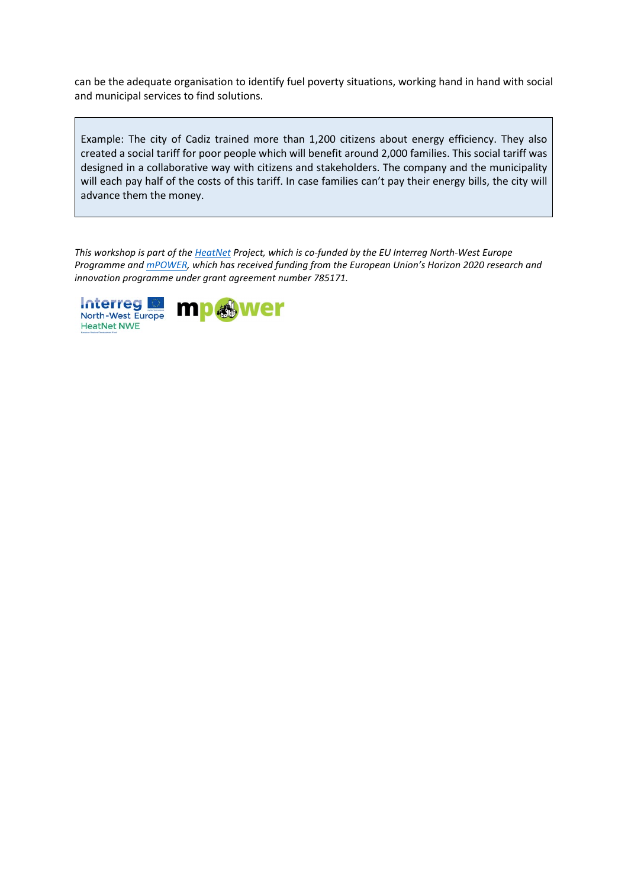can be the adequate organisation to identify fuel poverty situations, working hand in hand with social and municipal services to find solutions.

> Example: The city of Cadiz trained more than 1,200 citizens about energy efficiency. They also created a social tariff for poor people which will benefit around 2,000 families. This social tariff was designed in a collaborative way with citizens and stakeholders. The company and the municipality will each pay half of the costs of this tariff. In case families can't pay their energy bills, the city will advance them the money.

*This workshop is part of the [HeatNet]() Project, which is co-funded by the EU Interreg North-West Europe Programme and [mPOWER](), which has received funding from the European Union's Horizon 2020 research and innovation programme under grant agreement number 785171.*

Interreg North-West Europe HeatNet NWE

mpower